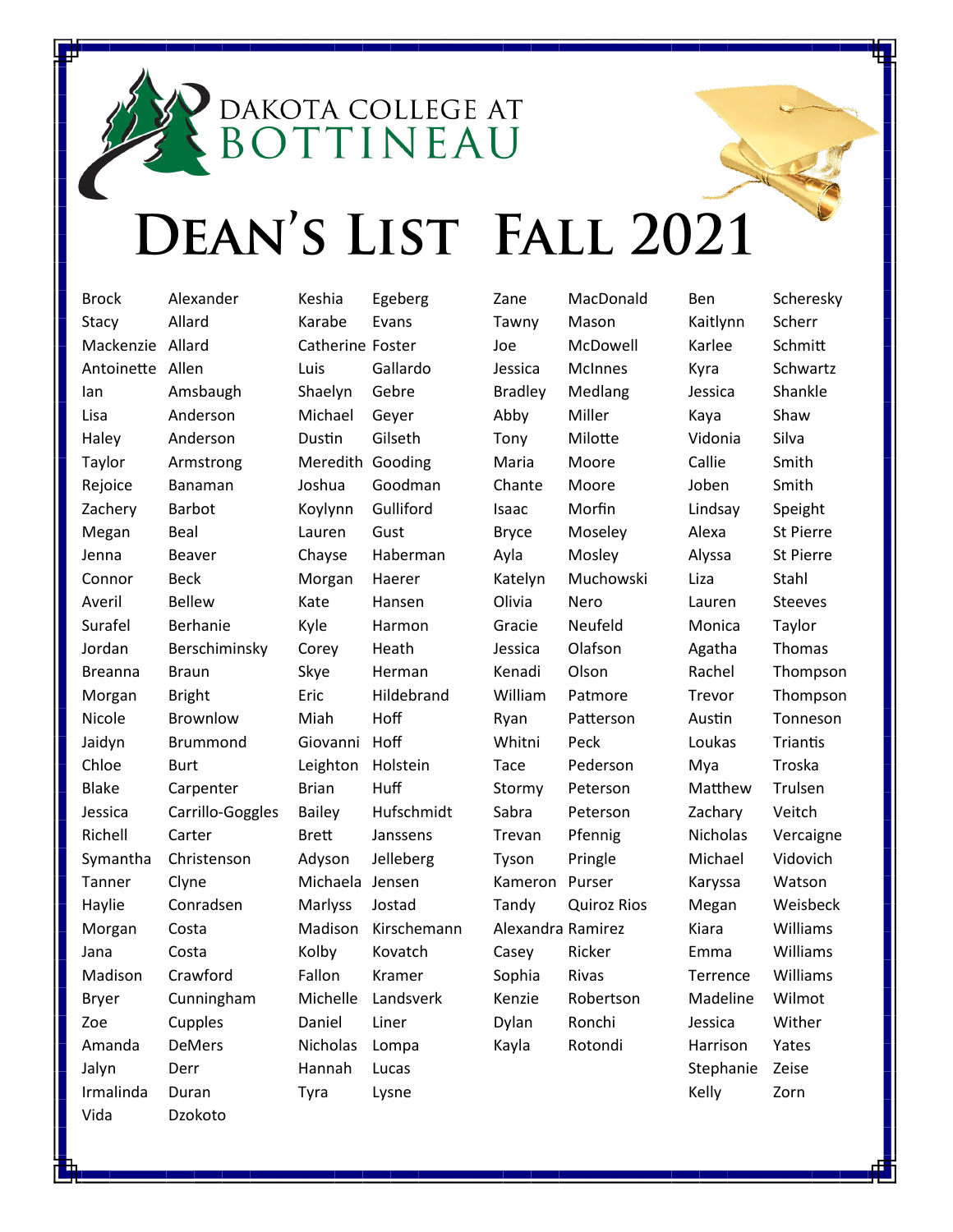DAKOTA COLLEGE AT BOTTINEAU

# Dean's List Fall 2021

| First Name | Last Name |
|---|---|
| Brock | Alexander |
| Stacy | Allard |
| Mackenzie | Allard |
| Antoinette | Allen |
| Ian | Amsbaugh |
| Lisa | Anderson |
| Haley | Anderson |
| Taylor | Armstrong |
| Rejoice | Banaman |
| Zachery | Barbot |
| Megan | Beal |
| Jenna | Beaver |
| Connor | Beck |
| Averil | Bellew |
| Surafel | Berhanie |
| Jordan | Berschiminsky |
| Breanna | Braun |
| Morgan | Bright |
| Nicole | Brownlow |
| Jaidyn | Brummond |
| Chloe | Burt |
| Blake | Carpenter |
| Jessica | Carrillo-Goggles |
| Richell | Carter |
| Symantha | Christenson |
| Tanner | Clyne |
| Haylie | Conradsen |
| Morgan | Costa |
| Jana | Costa |
| Madison | Crawford |
| Bryer | Cunningham |
| Zoe | Cupples |
| Amanda | DeMers |
| Jalyn | Derr |
| Irmalinda | Duran |
| Vida | Dzokoto |
| Keshia | Egeberg |
| Karabe | Evans |
| Catherine | Foster |
| Luis | Gallardo |
| Shaelyn | Gebre |
| Michael | Geyer |
| Dustin | Gilseth |
| Meredith | Gooding |
| Joshua | Goodman |
| Koylynn | Gulliford |
| Lauren | Gust |
| Chayse | Haberman |
| Morgan | Haerer |
| Kate | Hansen |
| Kyle | Harmon |
| Corey | Heath |
| Skye | Herman |
| Eric | Hildebrand |
| Miah | Hoff |
| Giovanni | Hoff |
| Leighton | Holstein |
| Brian | Huff |
| Bailey | Hufschmidt |
| Brett | Janssens |
| Adyson | Jelleberg |
| Michaela | Jensen |
| Marlyss | Jostad |
| Madison | Kirschemann |
| Kolby | Kovatch |
| Fallon | Kramer |
| Michelle | Landsverk |
| Daniel | Liner |
| Nicholas | Lompa |
| Hannah | Lucas |
| Tyra | Lysne |
| Zane | MacDonald |
| Tawny | Mason |
| Joe | McDowell |
| Jessica | McInnes |
| Bradley | Medlang |
| Abby | Miller |
| Tony | Milotte |
| Maria | Moore |
| Chante | Moore |
| Isaac | Morfin |
| Bryce | Moseley |
| Ayla | Mosley |
| Katelyn | Muchowski |
| Olivia | Nero |
| Gracie | Neufeld |
| Jessica | Olafson |
| Kenadi | Olson |
| William | Patmore |
| Ryan | Patterson |
| Whitni | Peck |
| Tace | Pederson |
| Stormy | Peterson |
| Sabra | Peterson |
| Trevan | Pfennig |
| Tyson | Pringle |
| Kameron | Purser |
| Tandy | Quiroz Rios |
| Alexandra | Ramirez |
| Casey | Ricker |
| Sophia | Rivas |
| Kenzie | Robertson |
| Dylan | Ronchi |
| Kayla | Rotondi |
| Ben | Scheresky |
| Kaitlynn | Scherr |
| Karlee | Schmitt |
| Kyra | Schwartz |
| Jessica | Shankle |
| Kaya | Shaw |
| Vidonia | Silva |
| Callie | Smith |
| Joben | Smith |
| Lindsay | Speight |
| Alexa | St Pierre |
| Alyssa | St Pierre |
| Liza | Stahl |
| Lauren | Steeves |
| Monica | Taylor |
| Agatha | Thomas |
| Rachel | Thompson |
| Trevor | Thompson |
| Austin | Tonneson |
| Loukas | Triantis |
| Mya | Troska |
| Matthew | Trulsen |
| Zachary | Veitch |
| Nicholas | Vercaigne |
| Michael | Vidovich |
| Karyssa | Watson |
| Megan | Weisbeck |
| Kiara | Williams |
| Emma | Williams |
| Terrence | Williams |
| Madeline | Wilmot |
| Jessica | Wither |
| Harrison | Yates |
| Stephanie | Zeise |
| Kelly | Zorn |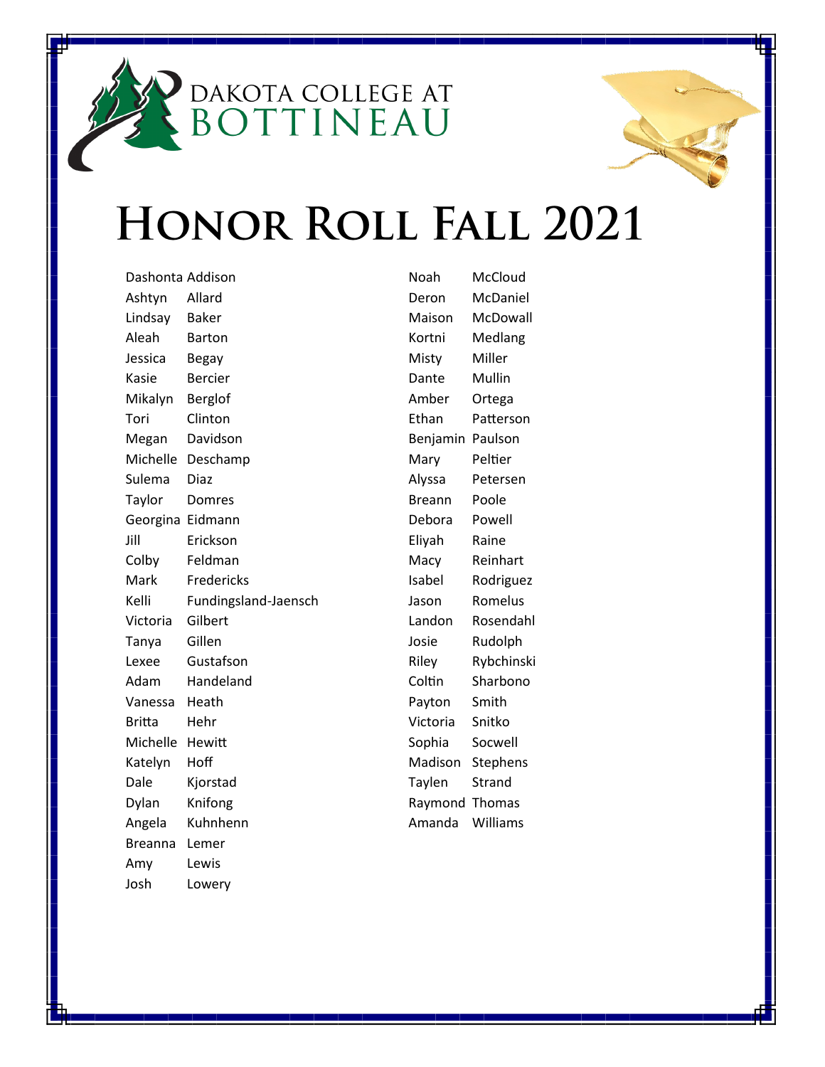DAKOTA COLLEGE AT BOTTINEAU

# Honor Roll Fall 2021

Dashonta Addison
Ashtyn Allard
Lindsay Baker
Aleah Barton
Jessica Begay
Kasie Bercier
Mikalyn Berglof
Tori Clinton
Megan Davidson
Michelle Deschamp
Sulema Diaz
Taylor Domres
Georgina Eidmann
Jill Erickson
Colby Feldman
Mark Fredericks
Kelli Fundingsland-Jaensch
Victoria Gilbert
Tanya Gillen
Lexee Gustafson
Adam Handeland
Vanessa Heath
Britta Hehr
Michelle Hewitt
Katelyn Hoff
Dale Kjorstad
Dylan Knifong
Angela Kuhnhenn
Breanna Lemer
Amy Lewis
Josh Lowery
Noah McCloud
Deron McDaniel
Maison McDowall
Kortni Medlang
Misty Miller
Dante Mullin
Amber Ortega
Ethan Patterson
Benjamin Paulson
Mary Peltier
Alyssa Petersen
Breann Poole
Debora Powell
Eliyah Raine
Macy Reinhart
Isabel Rodriguez
Jason Romelus
Landon Rosendahl
Josie Rudolph
Riley Rybchinski
Coltin Sharbono
Payton Smith
Victoria Snitko
Sophia Socwell
Madison Stephens
Taylen Strand
Raymond Thomas
Amanda Williams